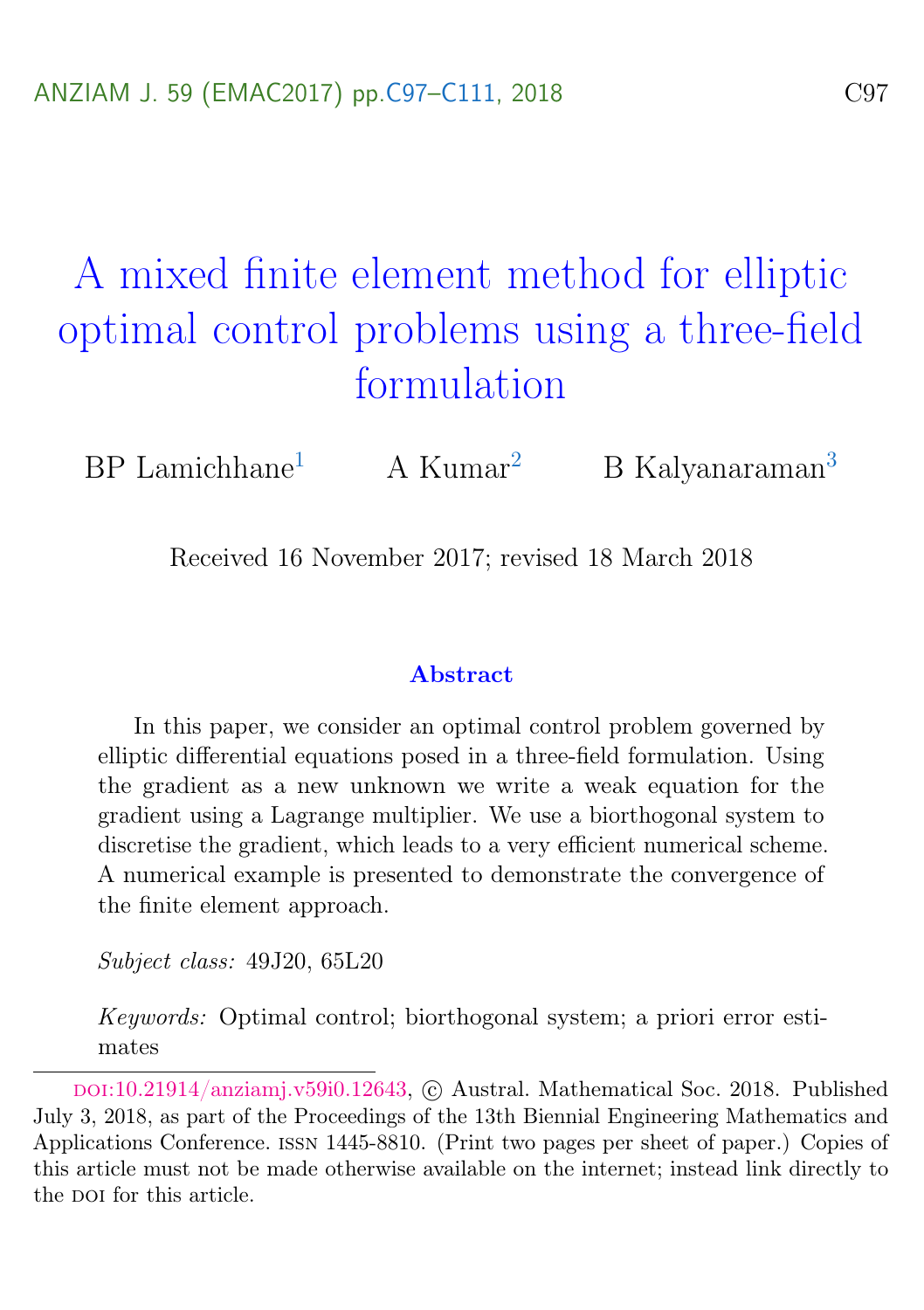# A mixed finite element method for elliptic optimal control problems using a three-field formulation

BP Lamichhane[1] A Kumar[2] B Kalyanaraman[3]

Received 16 November 2017; revised 18 March 2018

## Abstract

In this paper, we consider an optimal control problem governed by elliptic differential equations posed in a three-field formulation. Using the gradient as a new unknown we write a weak equation for the gradient using a Lagrange multiplier. We use a biorthogonal system to discretise the gradient, which leads to a very efficient numerical scheme. A numerical example is presented to demonstrate the convergence of the finite element approach.

*Subject class:* 49J20, 65L20

*Keywords:* Optimal control; biorthogonal system; a priori error estimates

---

DOI:10.21914/anziamj.v59i0.12643, © Austral. Mathematical Soc. 2018. Published July 3, 2018, as part of the Proceedings of the 13th Biennial Engineering Mathematics and Applications Conference. ISSN 1445-8810. (Print two pages per sheet of paper.) Copies of this article must not be made otherwise available on the internet; instead link directly to the DOI for this article.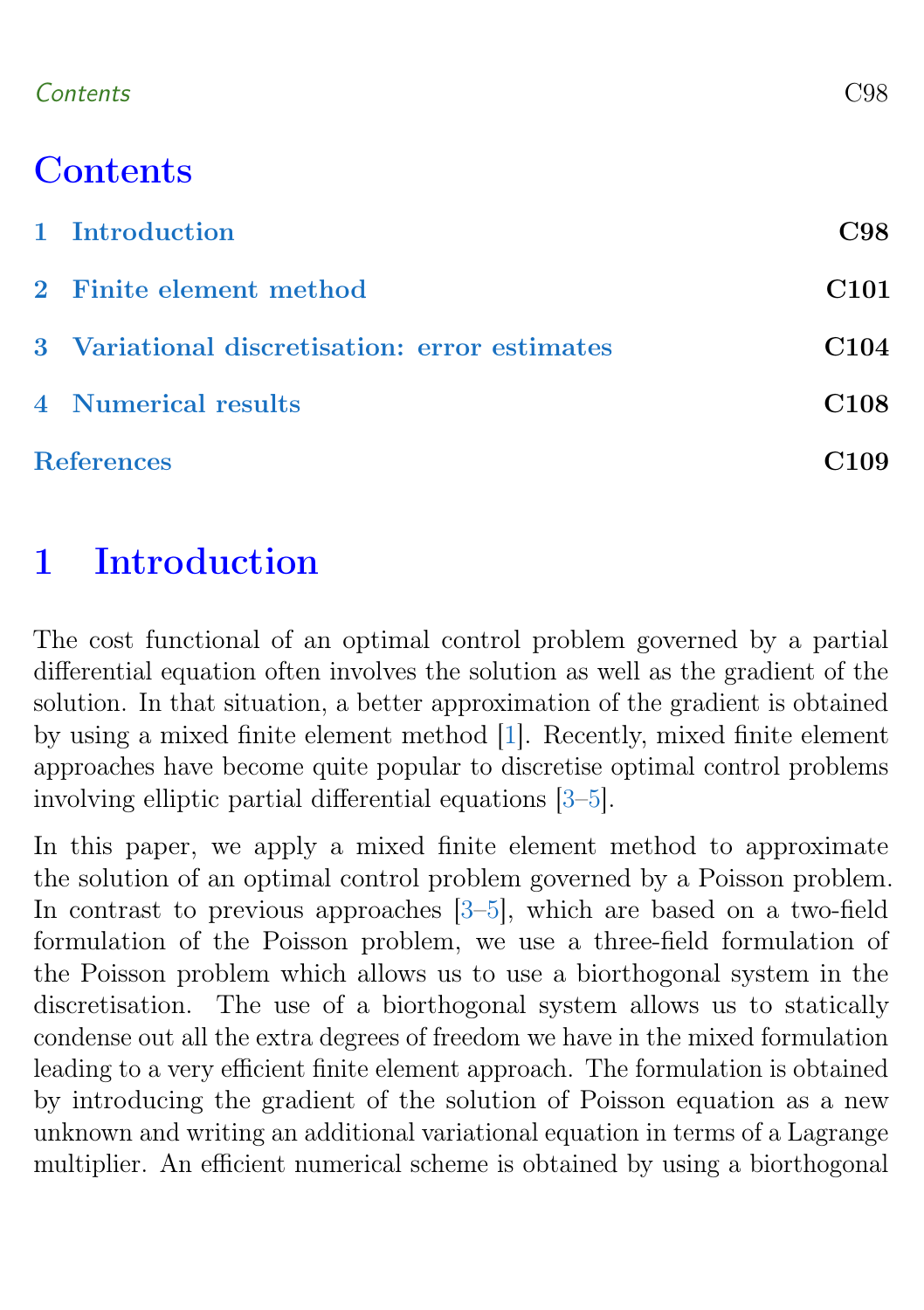# Contents

1 Introduction C98

2 Finite element method C101

3 Variational discretisation: error estimates C104

4 Numerical results C108

References C109

# 1 Introduction

The cost functional of an optimal control problem governed by a partial differential equation often involves the solution as well as the gradient of the solution. In that situation, a better approximation of the gradient is obtained by using a mixed finite element method [1]. Recently, mixed finite element approaches have become quite popular to discretise optimal control problems involving elliptic partial differential equations [3–5].

In this paper, we apply a mixed finite element method to approximate the solution of an optimal control problem governed by a Poisson problem. In contrast to previous approaches [3–5], which are based on a two-field formulation of the Poisson problem, we use a three-field formulation of the Poisson problem which allows us to use a biorthogonal system in the discretisation. The use of a biorthogonal system allows us to statically condense out all the extra degrees of freedom we have in the mixed formulation leading to a very efficient finite element approach. The formulation is obtained by introducing the gradient of the solution of Poisson equation as a new unknown and writing an additional variational equation in terms of a Lagrange multiplier. An efficient numerical scheme is obtained by using a biorthogonal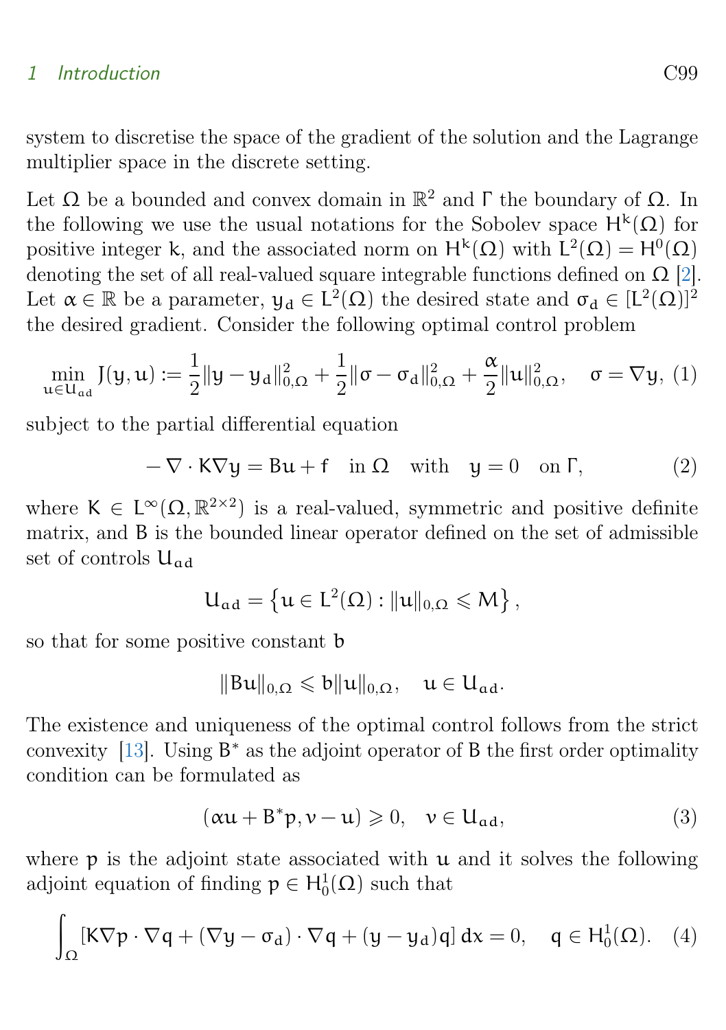system to discretise the space of the gradient of the solution and the Lagrange multiplier space in the discrete setting.

Let $\Omega$ be a bounded and convex domain in $\mathbb{R}^2$ and $\Gamma$ the boundary of $\Omega$. In the following we use the usual notations for the Sobolev space $H^k(\Omega)$ for positive integer $k$, and the associated norm on $H^k(\Omega)$ with $L^2(\Omega) = H^0(\Omega)$ denoting the set of all real-valued square integrable functions defined on $\Omega$ [2]. Let $\alpha \in \mathbb{R}$ be a parameter, $y_d \in L^2(\Omega)$ the desired state and $\sigma_d \in [L^2(\Omega)]^2$ the desired gradient. Consider the following optimal control problem

$$\min_{u \in U_{ad}} J(y, u) := \frac{1}{2}\|y - y_d\|_{0,\Omega}^2 + \frac{1}{2}\|\sigma - \sigma_d\|_{0,\Omega}^2 + \frac{\alpha}{2}\|u\|_{0,\Omega}^2, \quad \sigma = \nabla y, \tag{1}$$

subject to the partial differential equation

$$-\nabla \cdot K \nabla y = Bu + f \quad \text{in } \Omega \quad \text{with} \quad y = 0 \quad \text{on } \Gamma, \tag{2}$$

where $K \in L^\infty(\Omega, \mathbb{R}^{2\times 2})$ is a real-valued, symmetric and positive definite matrix, and $B$ is the bounded linear operator defined on the set of admissible set of controls $U_{ad}$

$$U_{ad} = \left\{ u \in L^2(\Omega) : \|u\|_{0,\Omega} \leqslant M \right\},$$

so that for some positive constant $b$

$$\|Bu\|_{0,\Omega} \leqslant b\|u\|_{0,\Omega}, \quad u \in U_{ad}.$$

The existence and uniqueness of the optimal control follows from the strict convexity [13]. Using $B^*$ as the adjoint operator of $B$ the first order optimality condition can be formulated as

$$(\alpha u + B^* p, v - u) \geqslant 0, \quad v \in U_{ad}, \tag{3}$$

where $p$ is the adjoint state associated with $u$ and it solves the following adjoint equation of finding $p \in H_0^1(\Omega)$ such that

$$\int_\Omega [K\nabla p \cdot \nabla q + (\nabla y - \sigma_d) \cdot \nabla q + (y - y_d) q] \, dx = 0, \quad q \in H_0^1(\Omega). \tag{4}$$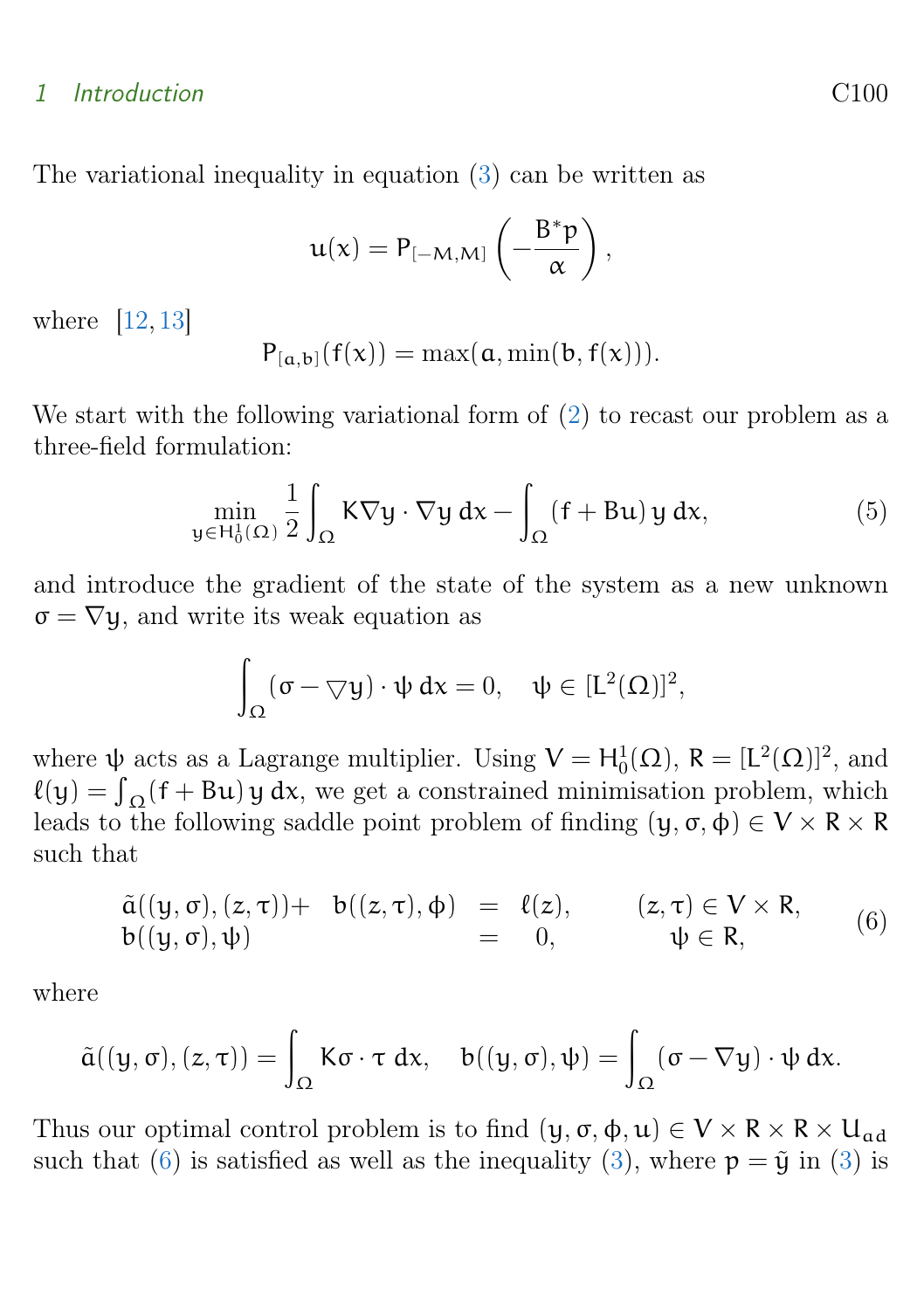The variational inequality in equation (3) can be written as

$$u(x) = P_{[-M,M]}\left(-\frac{B^*p}{\alpha}\right),$$

where [12, 13]

$$P_{[a,b]}(f(x)) = \max(a, \min(b, f(x))).$$

We start with the following variational form of (2) to recast our problem as a three-field formulation:

$$\min_{y \in H_0^1(\Omega)} \frac{1}{2}\int_\Omega K\nabla y \cdot \nabla y \, dx - \int_\Omega (f + Bu)\, y \, dx, \tag{5}$$

and introduce the gradient of the state of the system as a new unknown $\sigma = \nabla y$, and write its weak equation as

$$\int_\Omega (\sigma - \nabla y) \cdot \psi \, dx = 0, \quad \psi \in [L^2(\Omega)]^2,$$

where $\psi$ acts as a Lagrange multiplier. Using $V = H_0^1(\Omega)$, $R = [L^2(\Omega)]^2$, and $\ell(y) = \int_\Omega (f + Bu)\, y \, dx$, we get a constrained minimisation problem, which leads to the following saddle point problem of finding $(y, \sigma, \phi) \in V \times R \times R$ such that

$$\begin{array}{llll} \tilde{a}((y,\sigma),(z,\tau)) + & b((z,\tau),\phi) & = \ell(z), & (z,\tau) \in V \times R, \\ b((y,\sigma),\psi) & & = 0, & \psi \in R, \end{array} \tag{6}$$

where

$$\tilde{a}((y,\sigma),(z,\tau)) = \int_\Omega K\sigma \cdot \tau \, dx, \quad b((y,\sigma),\psi) = \int_\Omega (\sigma - \nabla y) \cdot \psi \, dx.$$

Thus our optimal control problem is to find $(y, \sigma, \phi, u) \in V \times R \times R \times U_{ad}$ such that (6) is satisfied as well as the inequality (3), where $p = \tilde{y}$ in (3) is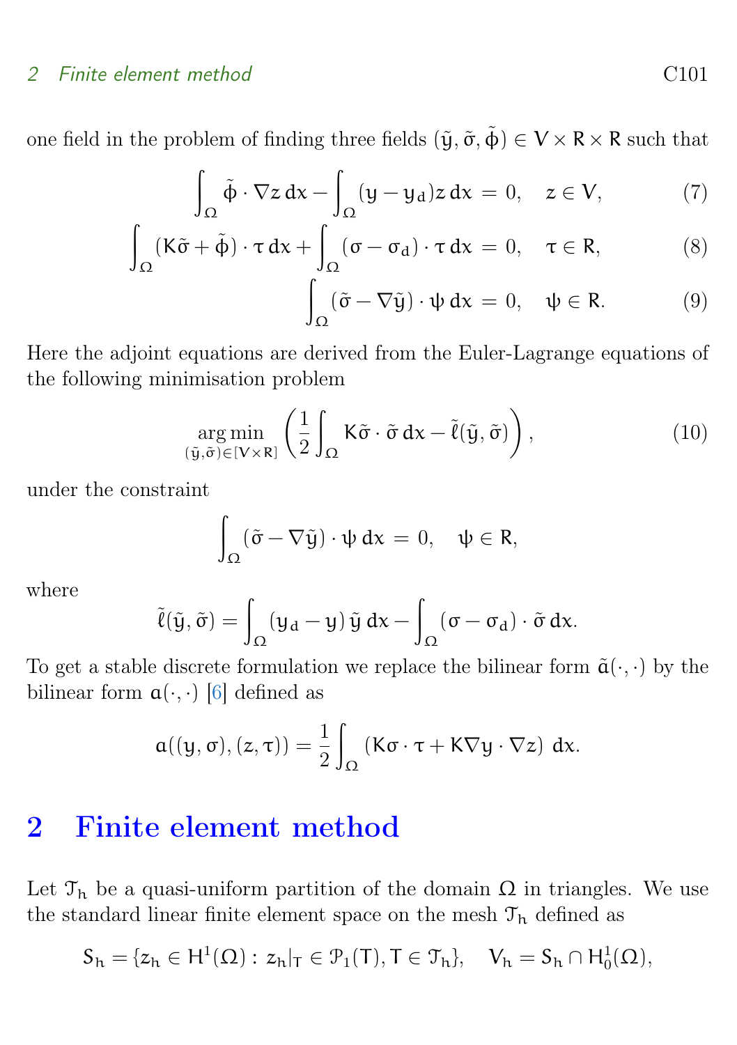one field in the problem of finding three fields $(\tilde{y}, \tilde{\sigma}, \tilde{\phi}) \in V \times R \times R$ such that

$$\int_\Omega \tilde{\phi} \cdot \nabla z \, dx - \int_\Omega (y - y_d) z \, dx = 0, \quad z \in V, \tag{7}$$

$$\int_\Omega (K\tilde{\sigma} + \tilde{\phi}) \cdot \tau \, dx + \int_\Omega (\sigma - \sigma_d) \cdot \tau \, dx = 0, \quad \tau \in R, \tag{8}$$

$$\int_\Omega (\tilde{\sigma} - \nabla \tilde{y}) \cdot \psi \, dx = 0, \quad \psi \in R. \tag{9}$$

Here the adjoint equations are derived from the Euler-Lagrange equations of the following minimisation problem

$$\underset{(\tilde{y}, \tilde{\sigma}) \in [V \times R]}{\arg\min} \left( \frac{1}{2} \int_\Omega K\tilde{\sigma} \cdot \tilde{\sigma} \, dx - \tilde{\ell}(\tilde{y}, \tilde{\sigma}) \right), \tag{10}$$

under the constraint

$$\int_\Omega (\tilde{\sigma} - \nabla \tilde{y}) \cdot \psi \, dx = 0, \quad \psi \in R,$$

where

$$\tilde{\ell}(\tilde{y}, \tilde{\sigma}) = \int_\Omega (y_d - y) \, \tilde{y} \, dx - \int_\Omega (\sigma - \sigma_d) \cdot \tilde{\sigma} \, dx.$$

To get a stable discrete formulation we replace the bilinear form $\tilde{a}(\cdot, \cdot)$ by the bilinear form $a(\cdot, \cdot)$ [6] defined as

$$a((y, \sigma), (z, \tau)) = \frac{1}{2} \int_\Omega \left( K\sigma \cdot \tau + K\nabla y \cdot \nabla z \right) \, dx.$$

## 2 Finite element method

Let $\mathcal{T}_h$ be a quasi-uniform partition of the domain $\Omega$ in triangles. We use the standard linear finite element space on the mesh $\mathcal{T}_h$ defined as

$$S_h = \{z_h \in H^1(\Omega) : z_h|_T \in \mathcal{P}_1(T), T \in \mathcal{T}_h\}, \quad V_h = S_h \cap H^1_0(\Omega),$$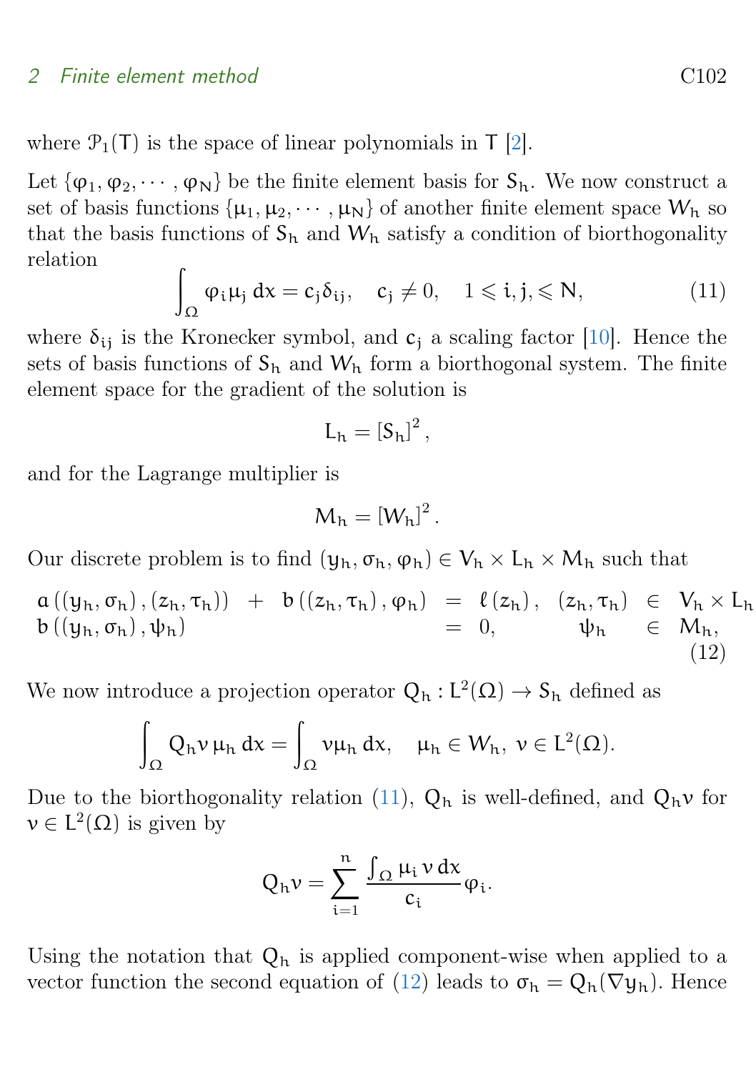where $\mathcal{P}_1(T)$ is the space of linear polynomials in $T$ [2].

Let $\{\varphi_1, \varphi_2, \cdots, \varphi_N\}$ be the finite element basis for $S_h$. We now construct a set of basis functions $\{\mu_1, \mu_2, \cdots, \mu_N\}$ of another finite element space $W_h$ so that the basis functions of $S_h$ and $W_h$ satisfy a condition of biorthogonality relation

$$\int_\Omega \varphi_i \mu_j \, dx = c_j \delta_{ij}, \quad c_j \neq 0, \quad 1 \leqslant i, j, \leqslant N, \tag{11}$$

where $\delta_{ij}$ is the Kronecker symbol, and $c_j$ a scaling factor [10]. Hence the sets of basis functions of $S_h$ and $W_h$ form a biorthogonal system. The finite element space for the gradient of the solution is

$$L_h = [S_h]^2,$$

and for the Lagrange multiplier is

$$M_h = [W_h]^2.$$

Our discrete problem is to find $(y_h, \sigma_h, \varphi_h) \in V_h \times L_h \times M_h$ such that

$$\begin{array}{lclcll} a\left((y_h, \sigma_h), (z_h, \tau_h)\right) & + & b\left((z_h, \tau_h), \varphi_h\right) & = & \ell(z_h), & (z_h, \tau_h) \in V_h \times L_h \\ b\left((y_h, \sigma_h), \psi_h\right) & & & = & 0, & \psi_h \in M_h, \end{array} \tag{12}$$

We now introduce a projection operator $Q_h : L^2(\Omega) \to S_h$ defined as

$$\int_\Omega Q_h v \, \mu_h \, dx = \int_\Omega v \mu_h \, dx, \quad \mu_h \in W_h, \; v \in L^2(\Omega).$$

Due to the biorthogonality relation (11), $Q_h$ is well-defined, and $Q_h v$ for $v \in L^2(\Omega)$ is given by

$$Q_h v = \sum_{i=1}^{n} \frac{\int_\Omega \mu_i \, v \, dx}{c_i} \varphi_i.$$

Using the notation that $Q_h$ is applied component-wise when applied to a vector function the second equation of (12) leads to $\sigma_h = Q_h(\nabla y_h)$. Hence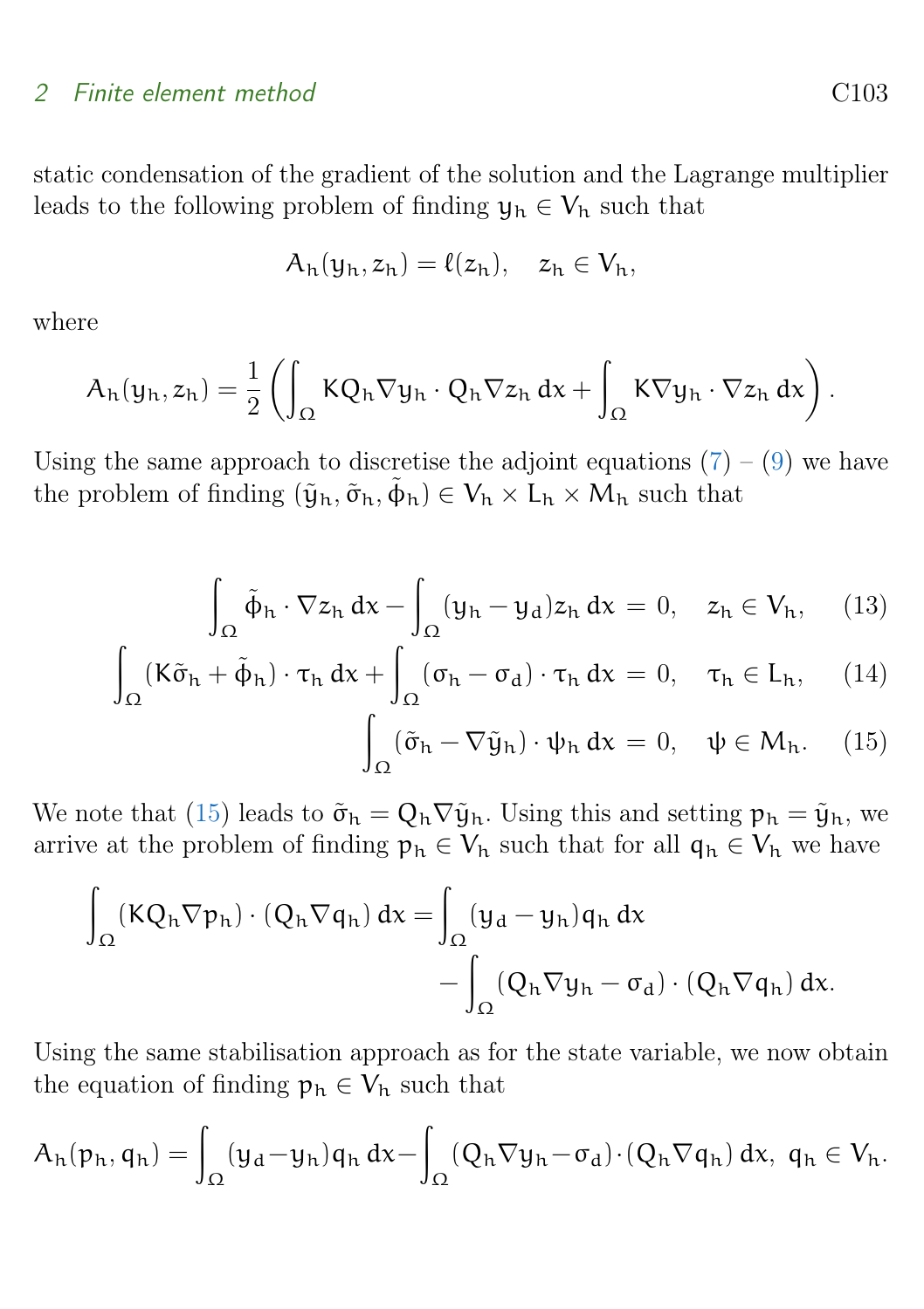static condensation of the gradient of the solution and the Lagrange multiplier leads to the following problem of finding $y_h \in V_h$ such that

$$A_h(y_h, z_h) = \ell(z_h), \quad z_h \in V_h,$$

where

$$A_h(y_h, z_h) = \frac{1}{2}\left(\int_\Omega K Q_h \nabla y_h \cdot Q_h \nabla z_h \, dx + \int_\Omega K \nabla y_h \cdot \nabla z_h \, dx\right).$$

Using the same approach to discretise the adjoint equations (7) – (9) we have the problem of finding $(\tilde{y}_h, \tilde{\sigma}_h, \tilde{\phi}_h) \in V_h \times L_h \times M_h$ such that

$$\int_\Omega \tilde{\phi}_h \cdot \nabla z_h \, dx - \int_\Omega (y_h - y_d) z_h \, dx = 0, \quad z_h \in V_h, \tag{13}$$

$$\int_\Omega (K\tilde{\sigma}_h + \tilde{\phi}_h) \cdot \tau_h \, dx + \int_\Omega (\sigma_h - \sigma_d) \cdot \tau_h \, dx = 0, \quad \tau_h \in L_h, \tag{14}$$

$$\int_\Omega (\tilde{\sigma}_h - \nabla \tilde{y}_h) \cdot \psi_h \, dx = 0, \quad \psi \in M_h. \tag{15}$$

We note that (15) leads to $\tilde{\sigma}_h = Q_h \nabla \tilde{y}_h$. Using this and setting $p_h = \tilde{y}_h$, we arrive at the problem of finding $p_h \in V_h$ such that for all $q_h \in V_h$ we have

$$\int_\Omega (K Q_h \nabla p_h) \cdot (Q_h \nabla q_h) \, dx = \int_\Omega (y_d - y_h) q_h \, dx - \int_\Omega (Q_h \nabla y_h - \sigma_d) \cdot (Q_h \nabla q_h) \, dx.$$

Using the same stabilisation approach as for the state variable, we now obtain the equation of finding $p_h \in V_h$ such that

$$A_h(p_h, q_h) = \int_\Omega (y_d - y_h) q_h \, dx - \int_\Omega (Q_h \nabla y_h - \sigma_d) \cdot (Q_h \nabla q_h) \, dx, \; q_h \in V_h.$$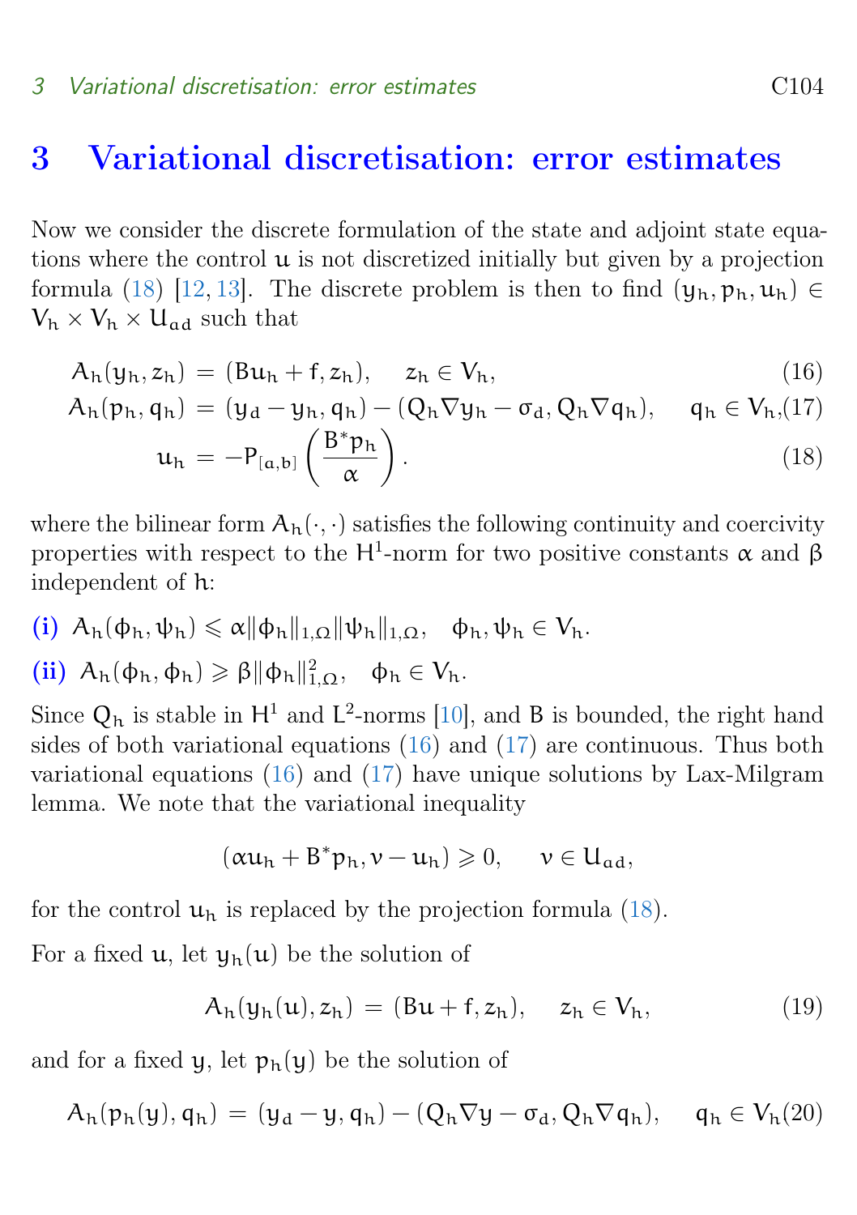# 3 Variational discretisation: error estimates

Now we consider the discrete formulation of the state and adjoint state equations where the control $u$ is not discretized initially but given by a projection formula (18) [12, 13]. The discrete problem is then to find $(y_h, p_h, u_h) \in V_h \times V_h \times U_{ad}$ such that

$$A_h(y_h, z_h) = (Bu_h + f, z_h), \quad z_h \in V_h, \tag{16}$$

$$A_h(p_h, q_h) = (y_d - y_h, q_h) - (Q_h \nabla y_h - \sigma_d, Q_h \nabla q_h), \quad q_h \in V_h, \tag{17}$$

$$u_h = -P_{[a,b]}\left(\frac{B^* p_h}{\alpha}\right). \tag{18}$$

where the bilinear form $A_h(\cdot, \cdot)$ satisfies the following continuity and coercivity properties with respect to the $H^1$-norm for two positive constants $\alpha$ and $\beta$ independent of $h$:

**(i)** $A_h(\phi_h, \psi_h) \leqslant \alpha \|\phi_h\|_{1,\Omega} \|\psi_h\|_{1,\Omega}, \quad \phi_h, \psi_h \in V_h.$

**(ii)** $A_h(\phi_h, \phi_h) \geqslant \beta \|\phi_h\|_{1,\Omega}^2, \quad \phi_h \in V_h.$

Since $Q_h$ is stable in $H^1$ and $L^2$-norms [10], and $B$ is bounded, the right hand sides of both variational equations (16) and (17) are continuous. Thus both variational equations (16) and (17) have unique solutions by Lax-Milgram lemma. We note that the variational inequality

$$(\alpha u_h + B^* p_h, v - u_h) \geqslant 0, \quad v \in U_{ad},$$

for the control $u_h$ is replaced by the projection formula (18).

For a fixed $u$, let $y_h(u)$ be the solution of

$$A_h(y_h(u), z_h) = (Bu + f, z_h), \quad z_h \in V_h, \tag{19}$$

and for a fixed $y$, let $p_h(y)$ be the solution of

$$A_h(p_h(y), q_h) = (y_d - y, q_h) - (Q_h \nabla y - \sigma_d, Q_h \nabla q_h), \quad q_h \in V_h \tag{20}$$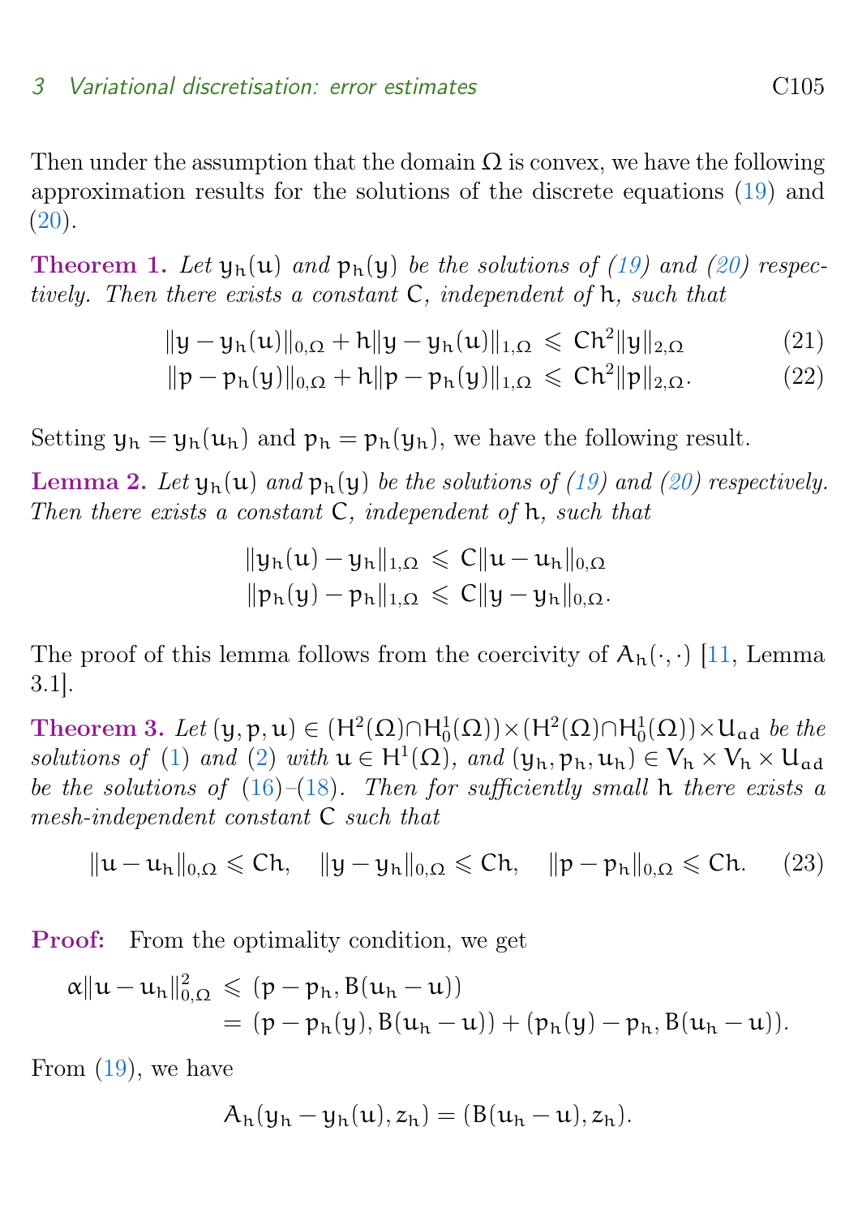Then under the assumption that the domain $\Omega$ is convex, we have the following approximation results for the solutions of the discrete equations (19) and (20).

**Theorem 1.** *Let $y_h(u)$ and $p_h(y)$ be the solutions of (19) and (20) respectively. Then there exists a constant $C$, independent of $h$, such that*

$$\|y - y_h(u)\|_{0,\Omega} + h\|y - y_h(u)\|_{1,\Omega} \leqslant Ch^2\|y\|_{2,\Omega} \tag{21}$$

$$\|p - p_h(y)\|_{0,\Omega} + h\|p - p_h(y)\|_{1,\Omega} \leqslant Ch^2\|p\|_{2,\Omega}. \tag{22}$$

Setting $y_h = y_h(u_h)$ and $p_h = p_h(y_h)$, we have the following result.

**Lemma 2.** *Let $y_h(u)$ and $p_h(y)$ be the solutions of (19) and (20) respectively. Then there exists a constant $C$, independent of $h$, such that*

$$\|y_h(u) - y_h\|_{1,\Omega} \leqslant C\|u - u_h\|_{0,\Omega}$$
$$\|p_h(y) - p_h\|_{1,\Omega} \leqslant C\|y - y_h\|_{0,\Omega}.$$

The proof of this lemma follows from the coercivity of $A_h(\cdot,\cdot)$ [11, Lemma 3.1].

**Theorem 3.** *Let $(y, p, u) \in (H^2(\Omega)\cap H_0^1(\Omega))\times(H^2(\Omega)\cap H_0^1(\Omega))\times U_{ad}$ be the solutions of (1) and (2) with $u \in H^1(\Omega)$, and $(y_h, p_h, u_h) \in V_h \times V_h \times U_{ad}$ be the solutions of (16)–(18). Then for sufficiently small $h$ there exists a mesh-independent constant $C$ such that*

$$\|u - u_h\|_{0,\Omega} \leqslant Ch, \quad \|y - y_h\|_{0,\Omega} \leqslant Ch, \quad \|p - p_h\|_{0,\Omega} \leqslant Ch. \tag{23}$$

**Proof:** From the optimality condition, we get

$$\begin{aligned}\alpha\|u - u_h\|_{0,\Omega}^2 &\leqslant (p - p_h, B(u_h - u)) \\ &= (p - p_h(y), B(u_h - u)) + (p_h(y) - p_h, B(u_h - u)).\end{aligned}$$

From (19), we have

$$A_h(y_h - y_h(u), z_h) = (B(u_h - u), z_h).$$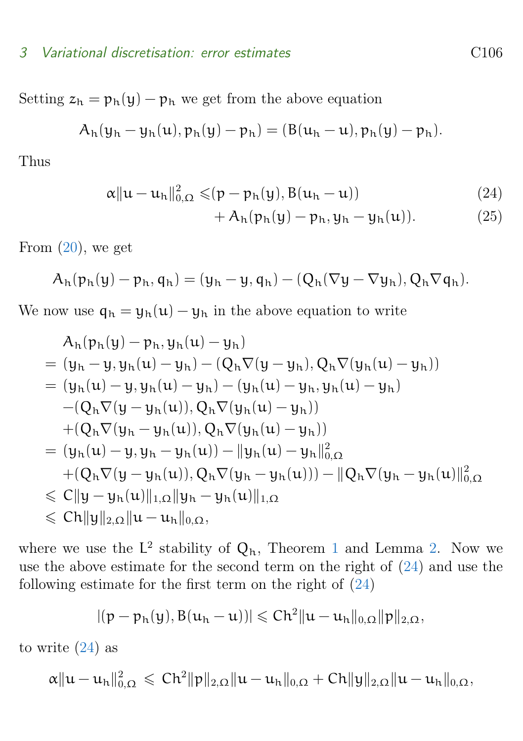Setting $z_h = p_h(y) - p_h$ we get from the above equation

$$A_h(y_h - y_h(u), p_h(y) - p_h) = (B(u_h - u), p_h(y) - p_h).$$

Thus

$$\begin{aligned} \alpha \|u - u_h\|_{0,\Omega}^2 \leqslant & (p - p_h(y), B(u_h - u)) & (24) \\ & + A_h(p_h(y) - p_h, y_h - y_h(u)). & (25) \end{aligned}$$

From (20), we get

$$A_h(p_h(y) - p_h, q_h) = (y_h - y, q_h) - (Q_h(\nabla y - \nabla y_h), Q_h \nabla q_h).$$

We now use $q_h = y_h(u) - y_h$ in the above equation to write

$$\begin{aligned} & A_h(p_h(y) - p_h, y_h(u) - y_h) \\ = \ & (y_h - y, y_h(u) - y_h) - (Q_h \nabla(y - y_h), Q_h \nabla(y_h(u) - y_h)) \\ = \ & (y_h(u) - y, y_h(u) - y_h) - (y_h(u) - y_h, y_h(u) - y_h) \\ & - (Q_h \nabla(y - y_h(u)), Q_h \nabla(y_h(u) - y_h)) \\ & + (Q_h \nabla(y_h - y_h(u)), Q_h \nabla(y_h(u) - y_h)) \\ = \ & (y_h(u) - y, y_h - y_h(u)) - \|y_h(u) - y_h\|_{0,\Omega}^2 \\ & + (Q_h \nabla(y - y_h(u)), Q_h \nabla(y_h - y_h(u))) - \|Q_h \nabla(y_h - y_h(u)\|_{0,\Omega}^2 \\ \leqslant \ & C\|y - y_h(u)\|_{1,\Omega} \|y_h - y_h(u)\|_{1,\Omega} \\ \leqslant \ & Ch\|y\|_{2,\Omega} \|u - u_h\|_{0,\Omega}, \end{aligned}$$

where we use the $L^2$ stability of $Q_h$, Theorem 1 and Lemma 2. Now we use the above estimate for the second term on the right of (24) and use the following estimate for the first term on the right of (24)

$$|(p - p_h(y), B(u_h - u))| \leqslant Ch^2 \|u - u_h\|_{0,\Omega} \|p\|_{2,\Omega},$$

to write (24) as

$$\alpha \|u - u_h\|_{0,\Omega}^2 \leqslant Ch^2 \|p\|_{2,\Omega} \|u - u_h\|_{0,\Omega} + Ch\|y\|_{2,\Omega} \|u - u_h\|_{0,\Omega},$$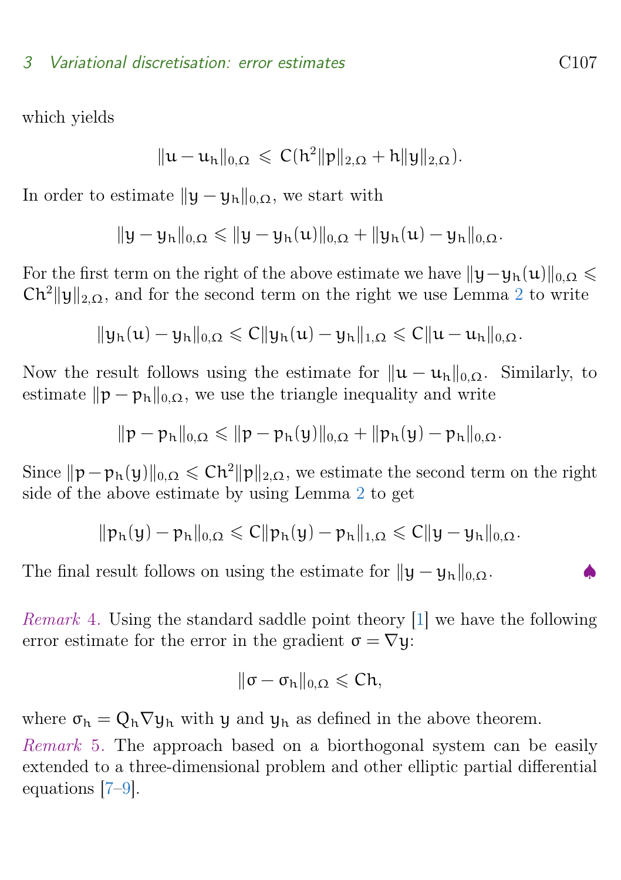which yields

$$\|u - u_h\|_{0,\Omega} \leqslant C(h^2\|p\|_{2,\Omega} + h\|y\|_{2,\Omega}).$$

In order to estimate $\|y - y_h\|_{0,\Omega}$, we start with

$$\|y - y_h\|_{0,\Omega} \leqslant \|y - y_h(u)\|_{0,\Omega} + \|y_h(u) - y_h\|_{0,\Omega}.$$

For the first term on the right of the above estimate we have $\|y - y_h(u)\|_{0,\Omega} \leqslant Ch^2\|y\|_{2,\Omega}$, and for the second term on the right we use Lemma 2 to write

$$\|y_h(u) - y_h\|_{0,\Omega} \leqslant C\|y_h(u) - y_h\|_{1,\Omega} \leqslant C\|u - u_h\|_{0,\Omega}.$$

Now the result follows using the estimate for $\|u - u_h\|_{0,\Omega}$. Similarly, to estimate $\|p - p_h\|_{0,\Omega}$, we use the triangle inequality and write

$$\|p - p_h\|_{0,\Omega} \leqslant \|p - p_h(y)\|_{0,\Omega} + \|p_h(y) - p_h\|_{0,\Omega}.$$

Since $\|p - p_h(y)\|_{0,\Omega} \leqslant Ch^2\|p\|_{2,\Omega}$, we estimate the second term on the right side of the above estimate by using Lemma 2 to get

$$\|p_h(y) - p_h\|_{0,\Omega} \leqslant C\|p_h(y) - p_h\|_{1,\Omega} \leqslant C\|y - y_h\|_{0,\Omega}.$$

The final result follows on using the estimate for $\|y - y_h\|_{0,\Omega}$. ♠

*Remark* 4. Using the standard saddle point theory [1] we have the following error estimate for the error in the gradient $\sigma = \nabla y$:

$$\|\sigma - \sigma_h\|_{0,\Omega} \leqslant Ch,$$

where $\sigma_h = Q_h \nabla y_h$ with $y$ and $y_h$ as defined in the above theorem.

*Remark* 5. The approach based on a biorthogonal system can be easily extended to a three-dimensional problem and other elliptic partial differential equations [7–9].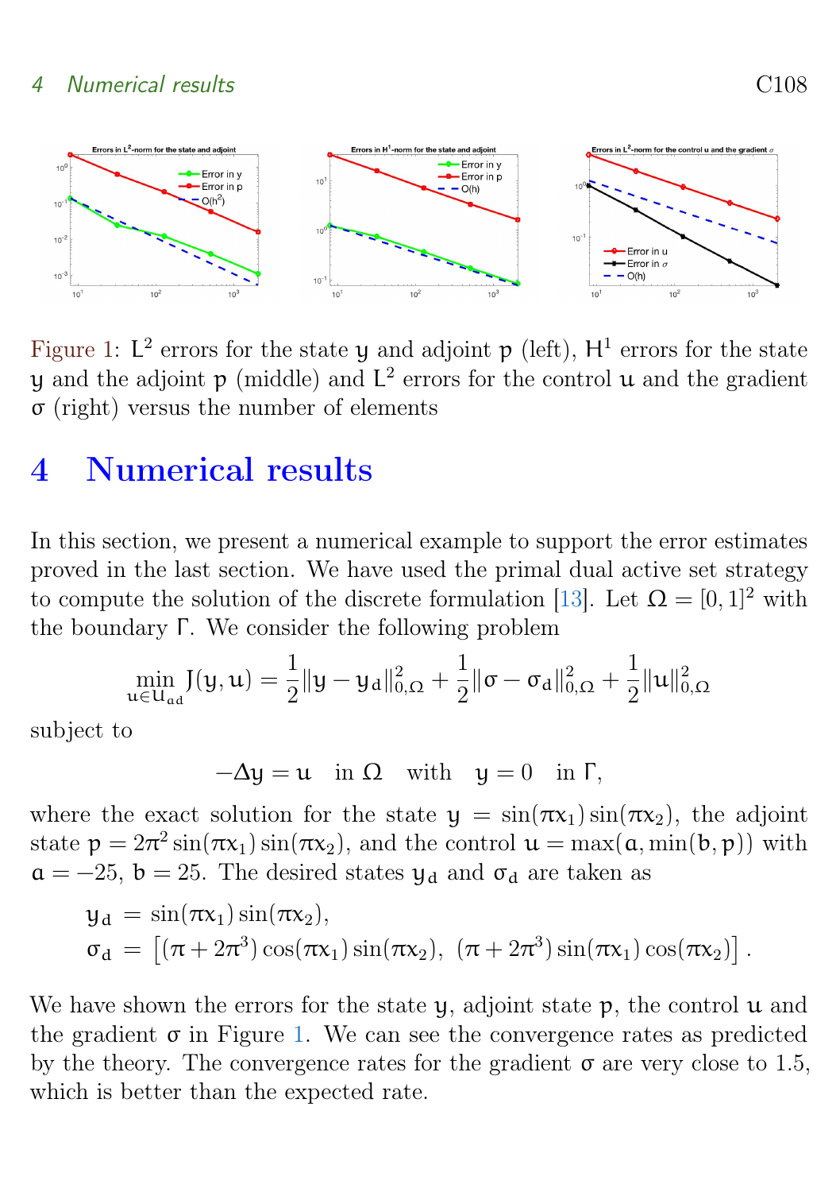Figure 1: $L^2$ errors for the state $y$ and adjoint $p$ (left), $H^1$ errors for the state $y$ and the adjoint $p$ (middle) and $L^2$ errors for the control $u$ and the gradient $\sigma$ (right) versus the number of elements

# 4 Numerical results

In this section, we present a numerical example to support the error estimates proved in the last section. We have used the primal dual active set strategy to compute the solution of the discrete formulation [13]. Let $\Omega = [0,1]^2$ with the boundary $\Gamma$. We consider the following problem

$$\min_{u \in U_{ad}} J(y,u) = \frac{1}{2}\|y - y_d\|_{0,\Omega}^2 + \frac{1}{2}\|\sigma - \sigma_d\|_{0,\Omega}^2 + \frac{1}{2}\|u\|_{0,\Omega}^2$$

subject to

$$-\Delta y = u \quad \text{in } \Omega \quad \text{with} \quad y = 0 \quad \text{in } \Gamma,$$

where the exact solution for the state $y = \sin(\pi x_1)\sin(\pi x_2)$, the adjoint state $p = 2\pi^2 \sin(\pi x_1)\sin(\pi x_2)$, and the control $u = \max(a, \min(b, p))$ with $a = -25$, $b = 25$. The desired states $y_d$ and $\sigma_d$ are taken as

$$\begin{aligned}
y_d &= \sin(\pi x_1)\sin(\pi x_2), \\
\sigma_d &= \left[(\pi + 2\pi^3)\cos(\pi x_1)\sin(\pi x_2),\ (\pi + 2\pi^3)\sin(\pi x_1)\cos(\pi x_2)\right].
\end{aligned}$$

We have shown the errors for the state $y$, adjoint state $p$, the control $u$ and the gradient $\sigma$ in Figure 1. We can see the convergence rates as predicted by the theory. The convergence rates for the gradient $\sigma$ are very close to 1.5, which is better than the expected rate.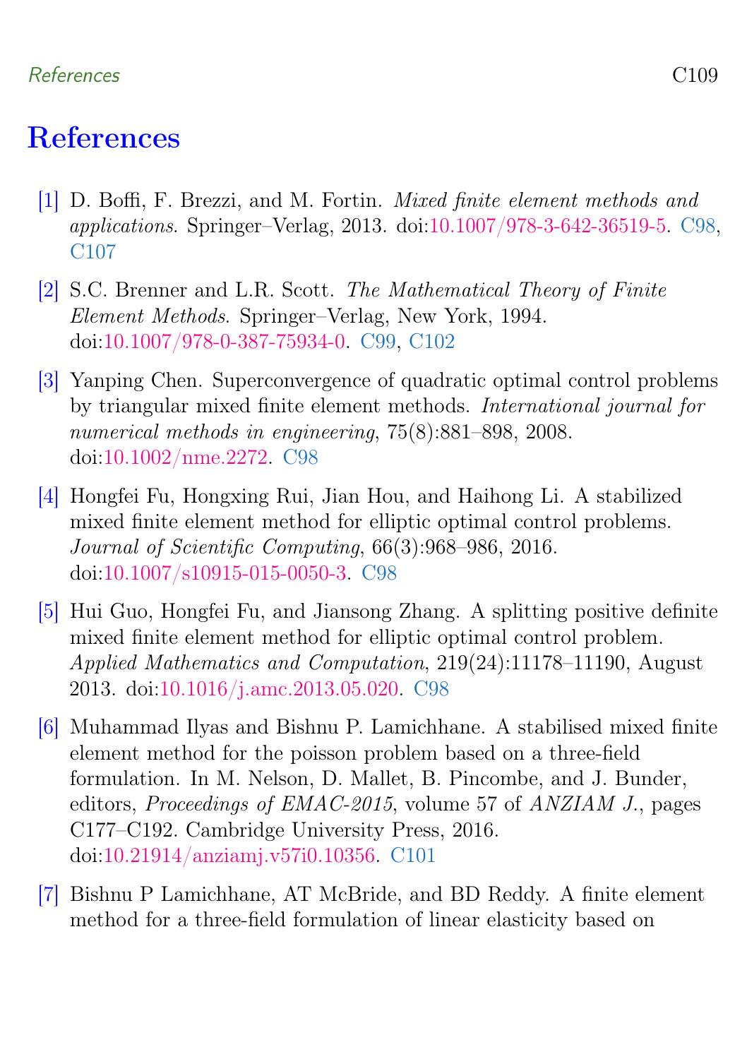# References

[1] D. Boffi, F. Brezzi, and M. Fortin. *Mixed finite element methods and applications*. Springer–Verlag, 2013. doi:10.1007/978-3-642-36519-5. C98, C107

[2] S.C. Brenner and L.R. Scott. *The Mathematical Theory of Finite Element Methods*. Springer–Verlag, New York, 1994. doi:10.1007/978-0-387-75934-0. C99, C102

[3] Yanping Chen. Superconvergence of quadratic optimal control problems by triangular mixed finite element methods. *International journal for numerical methods in engineering*, 75(8):881–898, 2008. doi:10.1002/nme.2272. C98

[4] Hongfei Fu, Hongxing Rui, Jian Hou, and Haihong Li. A stabilized mixed finite element method for elliptic optimal control problems. *Journal of Scientific Computing*, 66(3):968–986, 2016. doi:10.1007/s10915-015-0050-3. C98

[5] Hui Guo, Hongfei Fu, and Jiansong Zhang. A splitting positive definite mixed finite element method for elliptic optimal control problem. *Applied Mathematics and Computation*, 219(24):11178–11190, August 2013. doi:10.1016/j.amc.2013.05.020. C98

[6] Muhammad Ilyas and Bishnu P. Lamichhane. A stabilised mixed finite element method for the poisson problem based on a three-field formulation. In M. Nelson, D. Mallet, B. Pincombe, and J. Bunder, editors, *Proceedings of EMAC-2015*, volume 57 of *ANZIAM J.*, pages C177–C192. Cambridge University Press, 2016. doi:10.21914/anziamj.v57i0.10356. C101

[7] Bishnu P Lamichhane, AT McBride, and BD Reddy. A finite element method for a three-field formulation of linear elasticity based on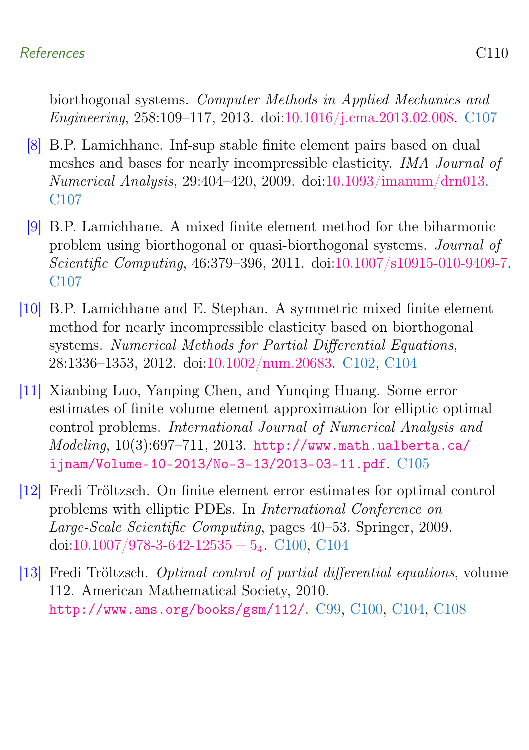biorthogonal systems. *Computer Methods in Applied Mechanics and Engineering*, 258:109–117, 2013. doi:10.1016/j.cma.2013.02.008. C107

[8] B.P. Lamichhane. Inf-sup stable finite element pairs based on dual meshes and bases for nearly incompressible elasticity. *IMA Journal of Numerical Analysis*, 29:404–420, 2009. doi:10.1093/imanum/drn013. C107

[9] B.P. Lamichhane. A mixed finite element method for the biharmonic problem using biorthogonal or quasi-biorthogonal systems. *Journal of Scientific Computing*, 46:379–396, 2011. doi:10.1007/s10915-010-9409-7. C107

[10] B.P. Lamichhane and E. Stephan. A symmetric mixed finite element method for nearly incompressible elasticity based on biorthogonal systems. *Numerical Methods for Partial Differential Equations*, 28:1336–1353, 2012. doi:10.1002/num.20683. C102, C104

[11] Xianbing Luo, Yanping Chen, and Yunqing Huang. Some error estimates of finite volume element approximation for elliptic optimal control problems. *International Journal of Numerical Analysis and Modeling*, 10(3):697–711, 2013. `http://www.math.ualberta.ca/ijnam/Volume-10-2013/No-3-13/2013-03-11.pdf`. C105

[12] Fredi Tröltzsch. On finite element error estimates for optimal control problems with elliptic PDEs. In *International Conference on Large-Scale Scientific Computing*, pages 40–53. Springer, 2009. doi:10.1007/978-3-642-12535 $-$ $5_4$. C100, C104

[13] Fredi Tröltzsch. *Optimal control of partial differential equations*, volume 112. American Mathematical Society, 2010. `http://www.ams.org/books/gsm/112/`. C99, C100, C104, C108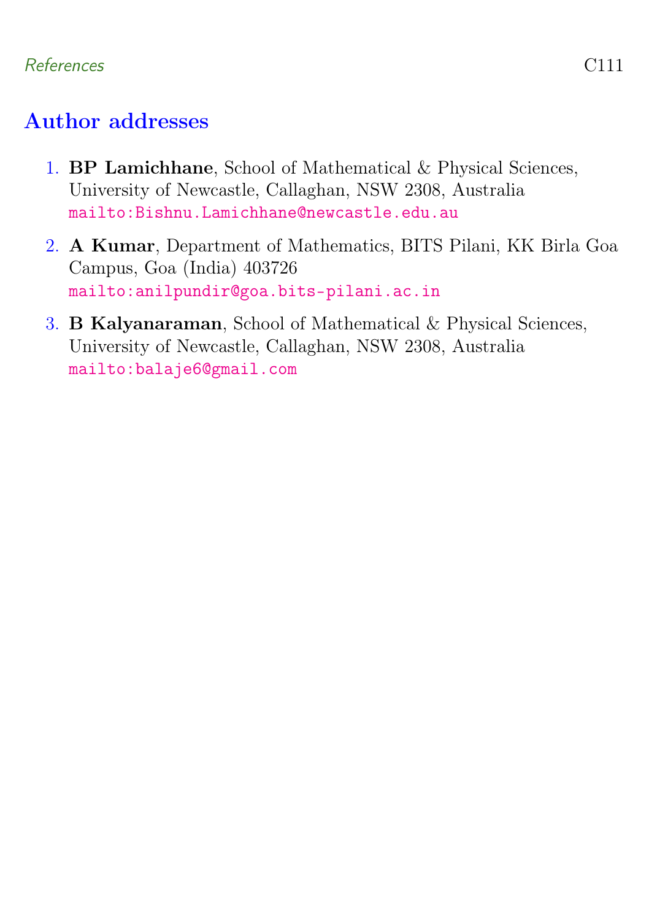## Author addresses

1. **BP Lamichhane**, School of Mathematical & Physical Sciences, University of Newcastle, Callaghan, NSW 2308, Australia
   mailto:Bishnu.Lamichhane@newcastle.edu.au

2. **A Kumar**, Department of Mathematics, BITS Pilani, KK Birla Goa Campus, Goa (India) 403726
   mailto:anilpundir@goa.bits-pilani.ac.in

3. **B Kalyanaraman**, School of Mathematical & Physical Sciences, University of Newcastle, Callaghan, NSW 2308, Australia
   mailto:balaje6@gmail.com